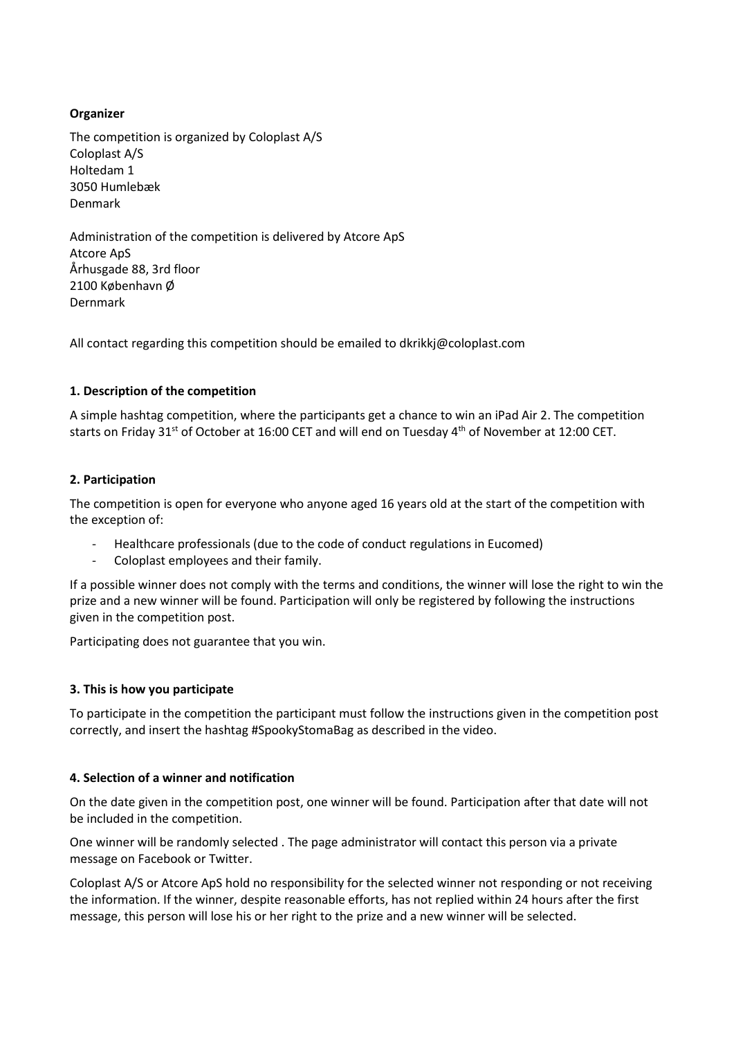**Organizer**

The competition is organized by Coloplast A/S
Coloplast A/S
Holtedam 1
3050 Humlebæk
Denmark

Administration of the competition is delivered by Atcore ApS
Atcore ApS
Århusgade 88, 3rd floor
2100 København Ø
Dernmark

All contact regarding this competition should be emailed to dkrikkj@coloplast.com

**1. Description of the competition**

A simple hashtag competition, where the participants get a chance to win an iPad Air 2. The competition starts on Friday 31st of October at 16:00 CET and will end on Tuesday 4th of November at 12:00 CET.

**2. Participation**

The competition is open for everyone who anyone aged 16 years old at the start of the competition with the exception of:

- Healthcare professionals (due to the code of conduct regulations in Eucomed)
- Coloplast employees and their family.

If a possible winner does not comply with the terms and conditions, the winner will lose the right to win the prize and a new winner will be found. Participation will only be registered by following the instructions given in the competition post.

Participating does not guarantee that you win.

**3. This is how you participate**

To participate in the competition the participant must follow the instructions given in the competition post correctly, and insert the hashtag #SpookyStomaBag as described in the video.

**4. Selection of a winner and notification**

On the date given in the competition post, one winner will be found. Participation after that date will not be included in the competition.

One winner will be randomly selected . The page administrator will contact this person via a private message on Facebook or Twitter.

Coloplast A/S or Atcore ApS hold no responsibility for the selected winner not responding or not receiving the information. If the winner, despite reasonable efforts, has not replied within 24 hours after the first message, this person will lose his or her right to the prize and a new winner will be selected.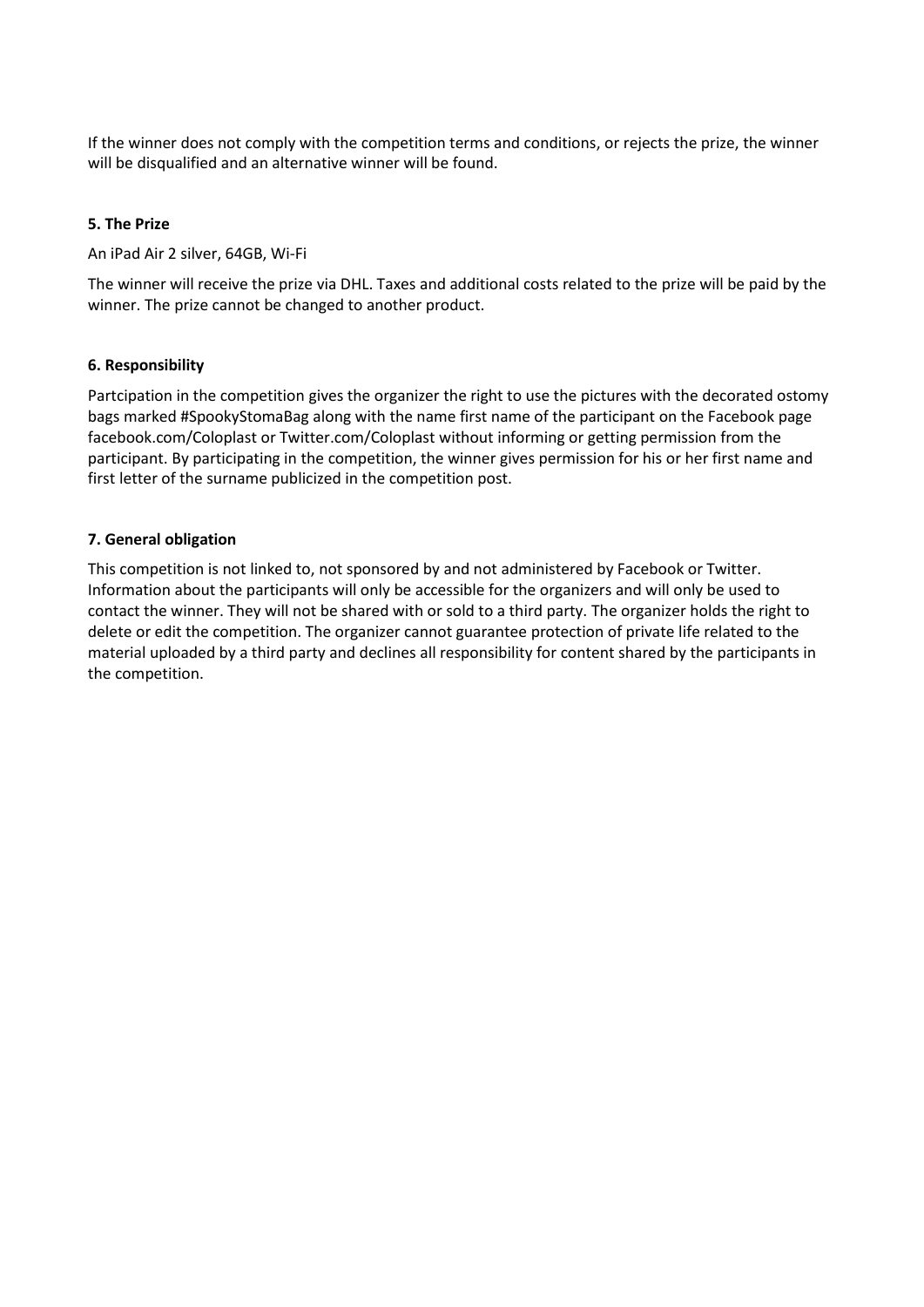If the winner does not comply with the competition terms and conditions, or rejects the prize, the winner will be disqualified and an alternative winner will be found.

**5. The Prize**

An iPad Air 2 silver, 64GB, Wi-Fi

The winner will receive the prize via DHL. Taxes and additional costs related to the prize will be paid by the winner. The prize cannot be changed to another product.

**6. Responsibility**

Partcipation in the competition gives the organizer the right to use the pictures with the decorated ostomy bags marked #SpookyStomaBag along with the name first name of the participant on the Facebook page facebook.com/Coloplast or Twitter.com/Coloplast without informing or getting permission from the participant. By participating in the competition, the winner gives permission for his or her first name and first letter of the surname publicized in the competition post.

**7. General obligation**

This competition is not linked to, not sponsored by and not administered by Facebook or Twitter. Information about the participants will only be accessible for the organizers and will only be used to contact the winner. They will not be shared with or sold to a third party. The organizer holds the right to delete or edit the competition. The organizer cannot guarantee protection of private life related to the material uploaded by a third party and declines all responsibility for content shared by the participants in the competition.